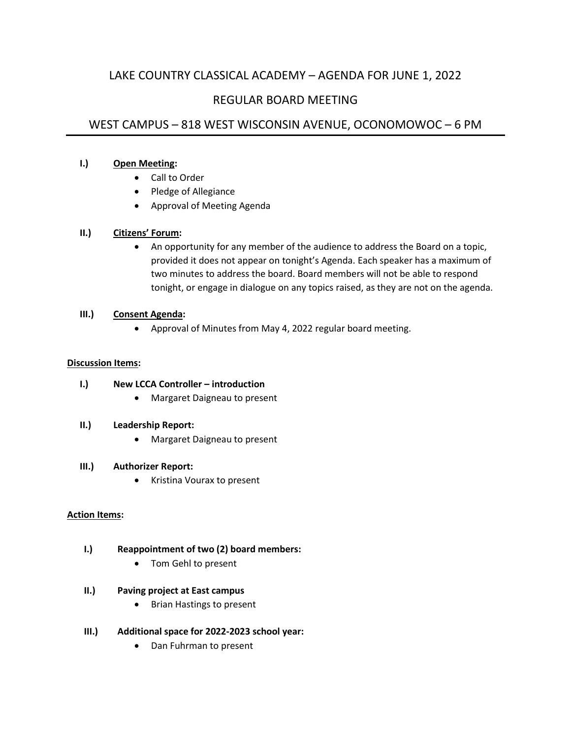# LAKE COUNTRY CLASSICAL ACADEMY – AGENDA FOR JUNE 1, 2022

## REGULAR BOARD MEETING

## WEST CAMPUS – 818 WEST WISCONSIN AVENUE, OCONOMOWOC – 6 PM

---

**I.) Open Meeting:**

- Call to Order
- Pledge of Allegiance
- Approval of Meeting Agenda

**II.) Citizens' Forum:**

- An opportunity for any member of the audience to address the Board on a topic, provided it does not appear on tonight's Agenda. Each speaker has a maximum of two minutes to address the board. Board members will not be able to respond tonight, or engage in dialogue on any topics raised, as they are not on the agenda.

**III.) Consent Agenda:**

- Approval of Minutes from May 4, 2022 regular board meeting.

**Discussion Items:**

**I.) New LCCA Controller – introduction**

- Margaret Daigneau to present

**II.) Leadership Report:**

- Margaret Daigneau to present

**III.) Authorizer Report:**

- Kristina Vourax to present

**Action Items:**

**I.) Reappointment of two (2) board members:**

- Tom Gehl to present

**II.) Paving project at East campus**

- Brian Hastings to present

**III.) Additional space for 2022-2023 school year:**

- Dan Fuhrman to present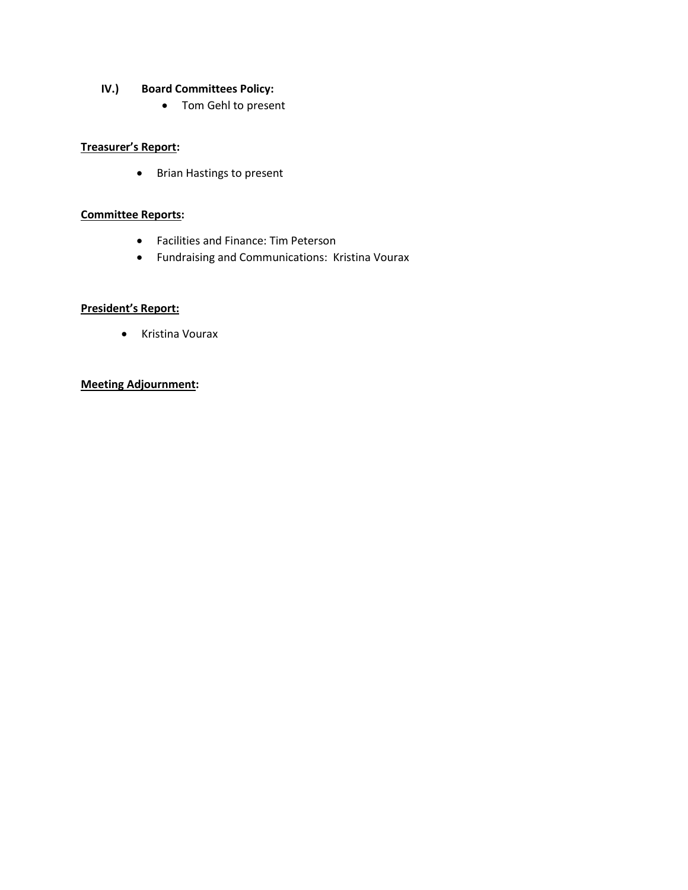**IV.) Board Committees Policy:**

- Tom Gehl to present

**Treasurer's Report:**

- Brian Hastings to present

**Committee Reports:**

- Facilities and Finance: Tim Peterson
- Fundraising and Communications: Kristina Vourax

**President's Report:**

- Kristina Vourax

**Meeting Adjournment:**